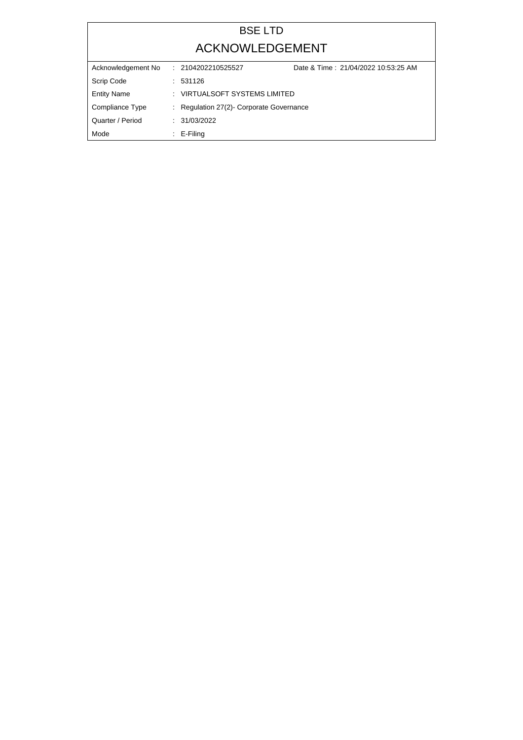# BSE LTD

## ACKNOWLEDGEMENT

| | | |
|---|---|---|
| Acknowledgement No | : 2104202210525527 | Date & Time : 21/04/2022 10:53:25 AM |
| Scrip Code | : 531126 | |
| Entity Name | : VIRTUALSOFT SYSTEMS LIMITED | |
| Compliance Type | : Regulation 27(2)- Corporate Governance | |
| Quarter / Period | : 31/03/2022 | |
| Mode | : E-Filing | |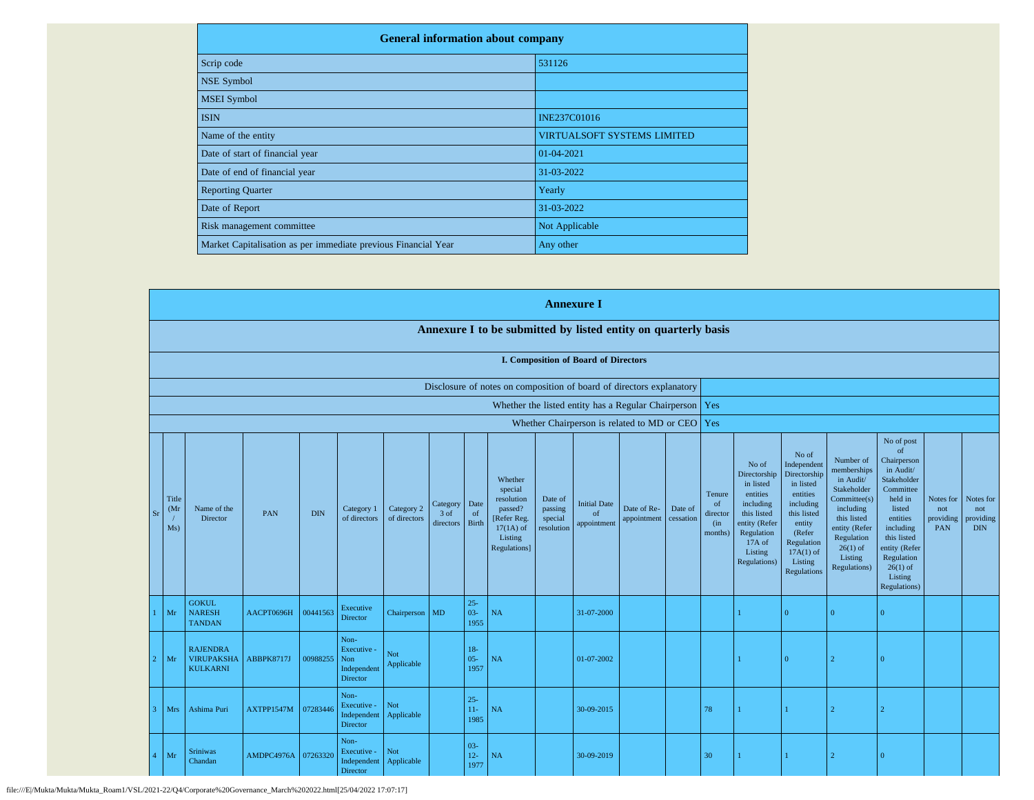| General information about company | |
|---|---|
| Scrip code | 531126 |
| NSE Symbol | |
| MSEI Symbol | |
| ISIN | INE237C01016 |
| Name of the entity | VIRTUALSOFT SYSTEMS LIMITED |
| Date of start of financial year | 01-04-2021 |
| Date of end of financial year | 31-03-2022 |
| Reporting Quarter | Yearly |
| Date of Report | 31-03-2022 |
| Risk management committee | Not Applicable |
| Market Capitalisation as per immediate previous Financial Year | Any other |

## Annexure I

### Annexure I to be submitted by listed entity on quarterly basis

#### I. Composition of Board of Directors

| | |
|---|---|
| Disclosure of notes on composition of board of directors explanatory | |
| Whether the listed entity has a Regular Chairperson | Yes |
| Whether Chairperson is related to MD or CEO | Yes |

| Sr | Title (Mr / Ms) | Name of the Director | PAN | DIN | Category 1 of directors | Category 2 of directors | Category 3 of directors | Date of Birth | Whether special resolution passed? [Refer Reg. 17(1A) of Listing Regulations] | Date of passing special resolution | Initial Date of appointment | Date of Re-appointment | Date of cessation | Tenure of director (in months) | No of Directorship in listed entities including this listed entity (Refer Regulation 17A of Listing Regulations) | No of Independent Directorship in listed entities including this listed entity (Refer Regulation 17A(1) of Listing Regulations | Number of memberships in Audit/ Stakeholder Committee(s) including this listed entity (Refer Regulation 26(1) of Listing Regulations) | No of post of Chairperson in Audit/ Stakeholder Committee held in listed entities including this listed entity (Refer Regulation 26(1) of Listing Regulations) | Notes for not providing PAN | Notes for not providing DIN |
|---|---|---|---|---|---|---|---|---|---|---|---|---|---|---|---|---|---|---|---|---|
| 1 | Mr | GOKUL NARESH TANDAN | AACPT0696H | 00441563 | Executive Director | Chairperson | MD | 25-03-1955 | NA | | 31-07-2000 | | | | 1 | 0 | 0 | 0 | | |
| 2 | Mr | RAJENDRA VIRUPAKSHA KULKARNI | ABBPK8717J | 00988255 | Non-Executive - Non Independent Director | Not Applicable | | 18-05-1957 | NA | | 01-07-2002 | | | | 1 | 0 | 2 | 0 | | |
| 3 | Mrs | Ashima Puri | AXTPP1547M | 07283446 | Non-Executive - Independent Director | Not Applicable | | 25-11-1985 | NA | | 30-09-2015 | | | 78 | 1 | 1 | 2 | 2 | | |
| 4 | Mr | Sriniwas Chandan | AMDPC4976A | 07263320 | Non-Executive - Independent Director | Not Applicable | | 03-12-1977 | NA | | 30-09-2019 | | | 30 | 1 | 1 | 2 | 0 | | |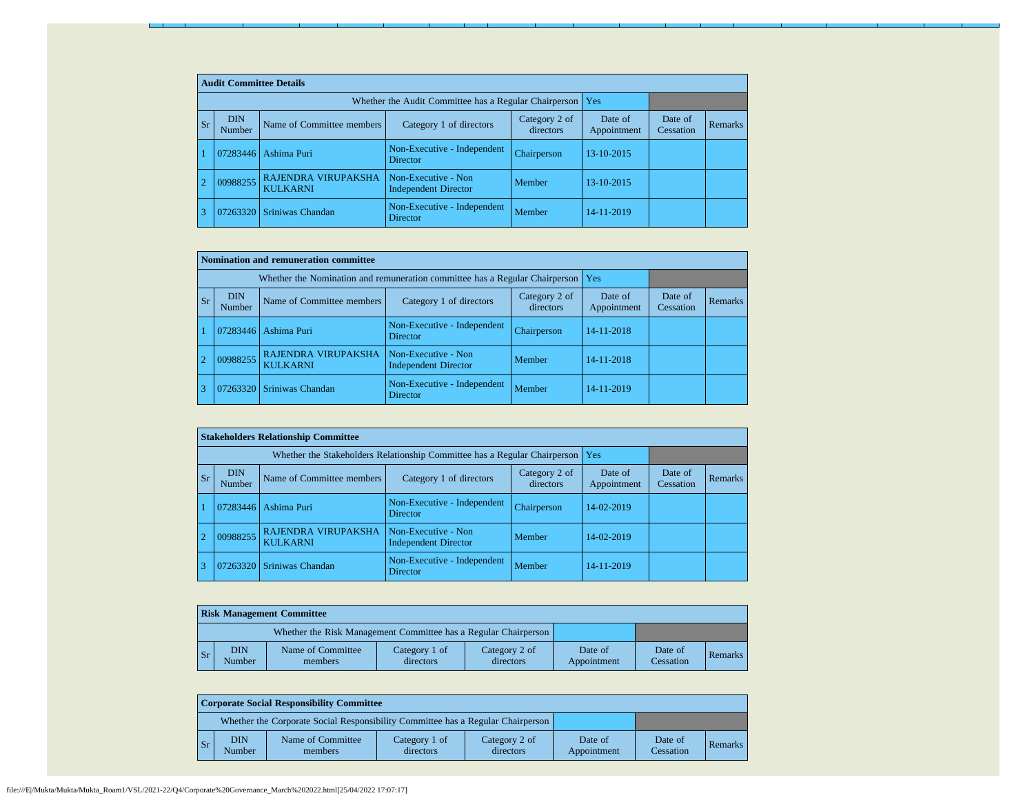| Audit Committee Details | | | | | | | |
|---|---|---|---|---|---|---|---|
| Whether the Audit Committee has a Regular Chairperson | | | | | Yes | | |
| Sr | DIN Number | Name of Committee members | Category 1 of directors | Category 2 of directors | Date of Appointment | Date of Cessation | Remarks |
| 1 | 07283446 | Ashima Puri | Non-Executive - Independent Director | Chairperson | 13-10-2015 | | |
| 2 | 00988255 | RAJENDRA VIRUPAKSHA KULKARNI | Non-Executive - Non Independent Director | Member | 13-10-2015 | | |
| 3 | 07263320 | Sriniwas Chandan | Non-Executive - Independent Director | Member | 14-11-2019 | | |

| Nomination and remuneration committee | | | | | | | |
|---|---|---|---|---|---|---|---|
| Whether the Nomination and remuneration committee has a Regular Chairperson | | | | | Yes | | |
| Sr | DIN Number | Name of Committee members | Category 1 of directors | Category 2 of directors | Date of Appointment | Date of Cessation | Remarks |
| 1 | 07283446 | Ashima Puri | Non-Executive - Independent Director | Chairperson | 14-11-2018 | | |
| 2 | 00988255 | RAJENDRA VIRUPAKSHA KULKARNI | Non-Executive - Non Independent Director | Member | 14-11-2018 | | |
| 3 | 07263320 | Sriniwas Chandan | Non-Executive - Independent Director | Member | 14-11-2019 | | |

| Stakeholders Relationship Committee | | | | | | | |
|---|---|---|---|---|---|---|---|
| Whether the Stakeholders Relationship Committee has a Regular Chairperson | | | | | Yes | | |
| Sr | DIN Number | Name of Committee members | Category 1 of directors | Category 2 of directors | Date of Appointment | Date of Cessation | Remarks |
| 1 | 07283446 | Ashima Puri | Non-Executive - Independent Director | Chairperson | 14-02-2019 | | |
| 2 | 00988255 | RAJENDRA VIRUPAKSHA KULKARNI | Non-Executive - Non Independent Director | Member | 14-02-2019 | | |
| 3 | 07263320 | Sriniwas Chandan | Non-Executive - Independent Director | Member | 14-11-2019 | | |

| Risk Management Committee | | | | | | | |
|---|---|---|---|---|---|---|---|
| Whether the Risk Management Committee has a Regular Chairperson | | | | | | | |
| Sr | DIN Number | Name of Committee members | Category 1 of directors | Category 2 of directors | Date of Appointment | Date of Cessation | Remarks |

| Corporate Social Responsibility Committee | | | | | | | |
|---|---|---|---|---|---|---|---|
| Whether the Corporate Social Responsibility Committee has a Regular Chairperson | | | | | | | |
| Sr | DIN Number | Name of Committee members | Category 1 of directors | Category 2 of directors | Date of Appointment | Date of Cessation | Remarks |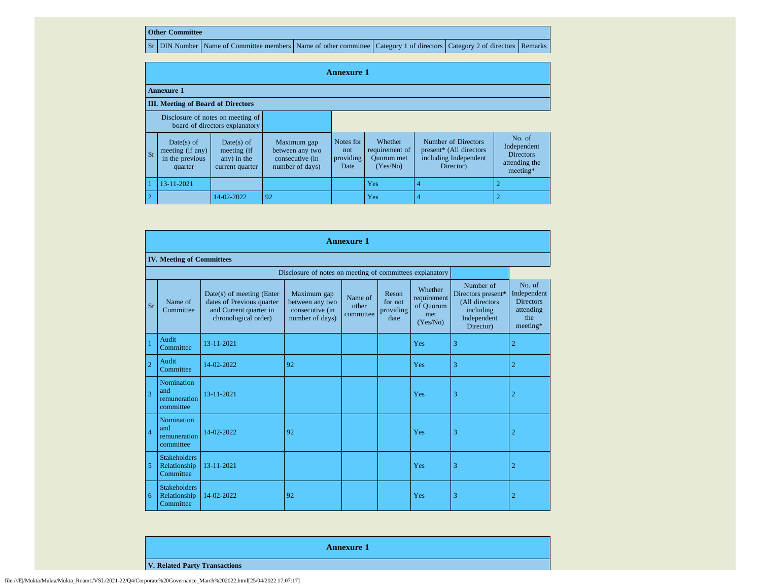| Other Committee | | | | | | |
|---|---|---|---|---|---|---|
| Sr | DIN Number | Name of Committee members | Name of other committee | Category 1 of directors | Category 2 of directors | Remarks |

## Annexure 1

**Annexure 1**

**III. Meeting of Board of Directors**

| Disclosure of notes on meeting of board of directors explanatory | | | | | | | |
|---|---|---|---|---|---|---|---|
| Sr | Date(s) of meeting (if any) in the previous quarter | Date(s) of meeting (if any) in the current quarter | Maximum gap between any two consecutive (in number of days) | Notes for not providing Date | Whether requirement of Quorum met (Yes/No) | Number of Directors present* (All directors including Independent Director) | No. of Independent Directors attending the meeting* |
| 1 | 13-11-2021 | | | | Yes | 4 | 2 |
| 2 | | 14-02-2022 | 92 | | Yes | 4 | 2 |

## Annexure 1

**IV. Meeting of Committees**

| Disclosure of notes on meeting of committees explanatory | | | | | | | | |
|---|---|---|---|---|---|---|---|---|
| Sr | Name of Committee | Date(s) of meeting (Enter dates of Previous quarter and Current quarter in chronological order) | Maximum gap between any two consecutive (in number of days) | Name of other committee | Reson for not providing date | Whether requirement of Quorum met (Yes/No) | Number of Directors present* (All directors including Independent Director) | No. of Independent Directors attending the meeting* |
| 1 | Audit Committee | 13-11-2021 | | | | Yes | 3 | 2 |
| 2 | Audit Committee | 14-02-2022 | 92 | | | Yes | 3 | 2 |
| 3 | Nomination and remuneration committee | 13-11-2021 | | | | Yes | 3 | 2 |
| 4 | Nomination and remuneration committee | 14-02-2022 | 92 | | | Yes | 3 | 2 |
| 5 | Stakeholders Relationship Committee | 13-11-2021 | | | | Yes | 3 | 2 |
| 6 | Stakeholders Relationship Committee | 14-02-2022 | 92 | | | Yes | 3 | 2 |

## Annexure 1

**V. Related Party Transactions**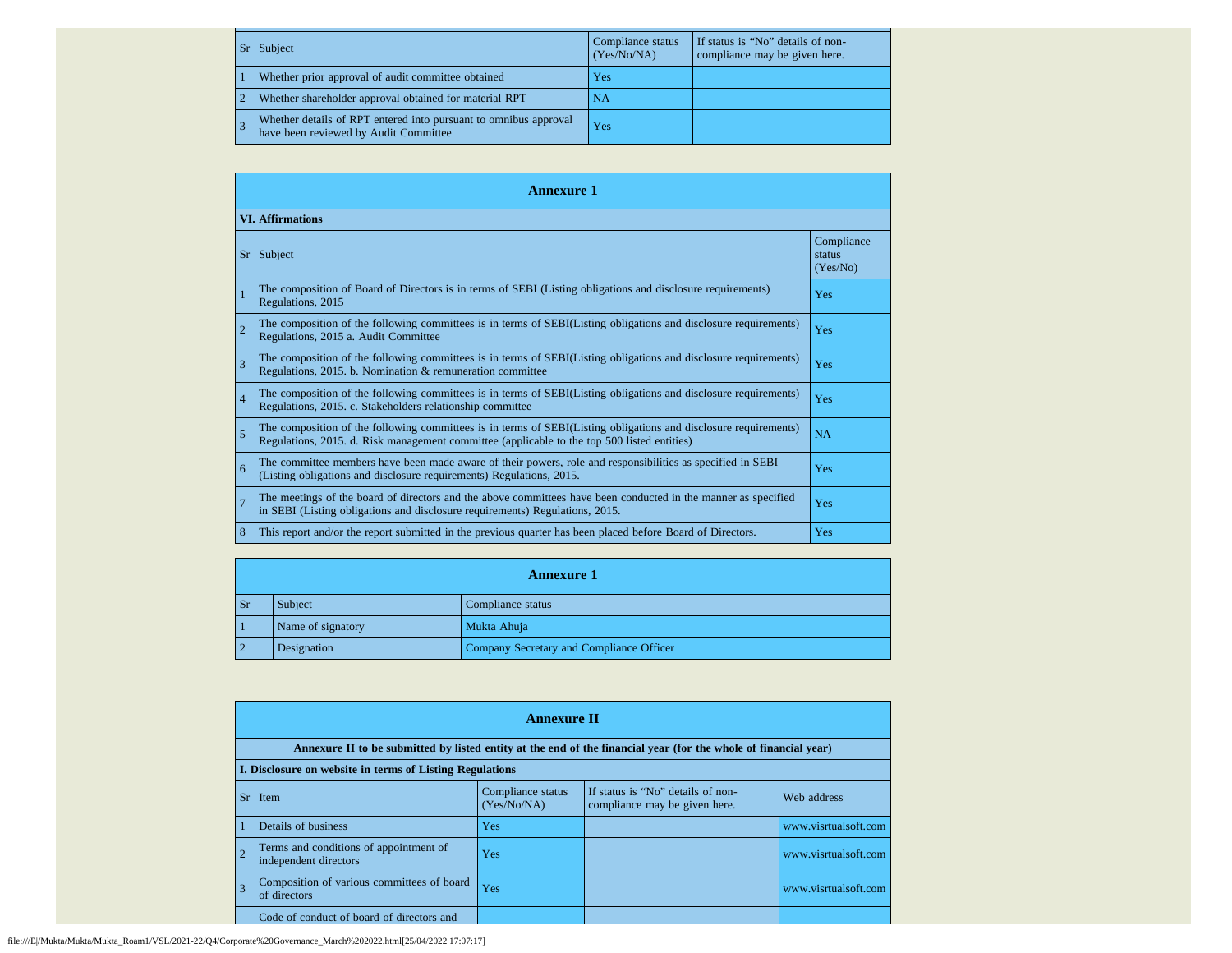| Sr | Subject | Compliance status (Yes/No/NA) | If status is “No” details of non-compliance may be given here. |
|---|---|---|---|
| 1 | Whether prior approval of audit committee obtained | Yes | |
| 2 | Whether shareholder approval obtained for material RPT | NA | |
| 3 | Whether details of RPT entered into pursuant to omnibus approval have been reviewed by Audit Committee | Yes | |

## Annexure 1

**VI. Affirmations**

| Sr | Subject | Compliance status (Yes/No) |
|---|---|---|
| 1 | The composition of Board of Directors is in terms of SEBI (Listing obligations and disclosure requirements) Regulations, 2015 | Yes |
| 2 | The composition of the following committees is in terms of SEBI(Listing obligations and disclosure requirements) Regulations, 2015 a. Audit Committee | Yes |
| 3 | The composition of the following committees is in terms of SEBI(Listing obligations and disclosure requirements) Regulations, 2015. b. Nomination & remuneration committee | Yes |
| 4 | The composition of the following committees is in terms of SEBI(Listing obligations and disclosure requirements) Regulations, 2015. c. Stakeholders relationship committee | Yes |
| 5 | The composition of the following committees is in terms of SEBI(Listing obligations and disclosure requirements) Regulations, 2015. d. Risk management committee (applicable to the top 500 listed entities) | NA |
| 6 | The committee members have been made aware of their powers, role and responsibilities as specified in SEBI (Listing obligations and disclosure requirements) Regulations, 2015. | Yes |
| 7 | The meetings of the board of directors and the above committees have been conducted in the manner as specified in SEBI (Listing obligations and disclosure requirements) Regulations, 2015. | Yes |
| 8 | This report and/or the report submitted in the previous quarter has been placed before Board of Directors. | Yes |

## Annexure 1

| Sr | Subject | Compliance status |
|---|---|---|
| 1 | Name of signatory | Mukta Ahuja |
| 2 | Designation | Company Secretary and Compliance Officer |

## Annexure II

**Annexure II to be submitted by listed entity at the end of the financial year (for the whole of financial year)**

**I. Disclosure on website in terms of Listing Regulations**

| Sr | Item | Compliance status (Yes/No/NA) | If status is “No” details of non-compliance may be given here. | Web address |
|---|---|---|---|---|
| 1 | Details of business | Yes | | www.visrtualsoft.com |
| 2 | Terms and conditions of appointment of independent directors | Yes | | www.visrtualsoft.com |
| 3 | Composition of various committees of board of directors | Yes | | www.visrtualsoft.com |
| | Code of conduct of board of directors and | | | |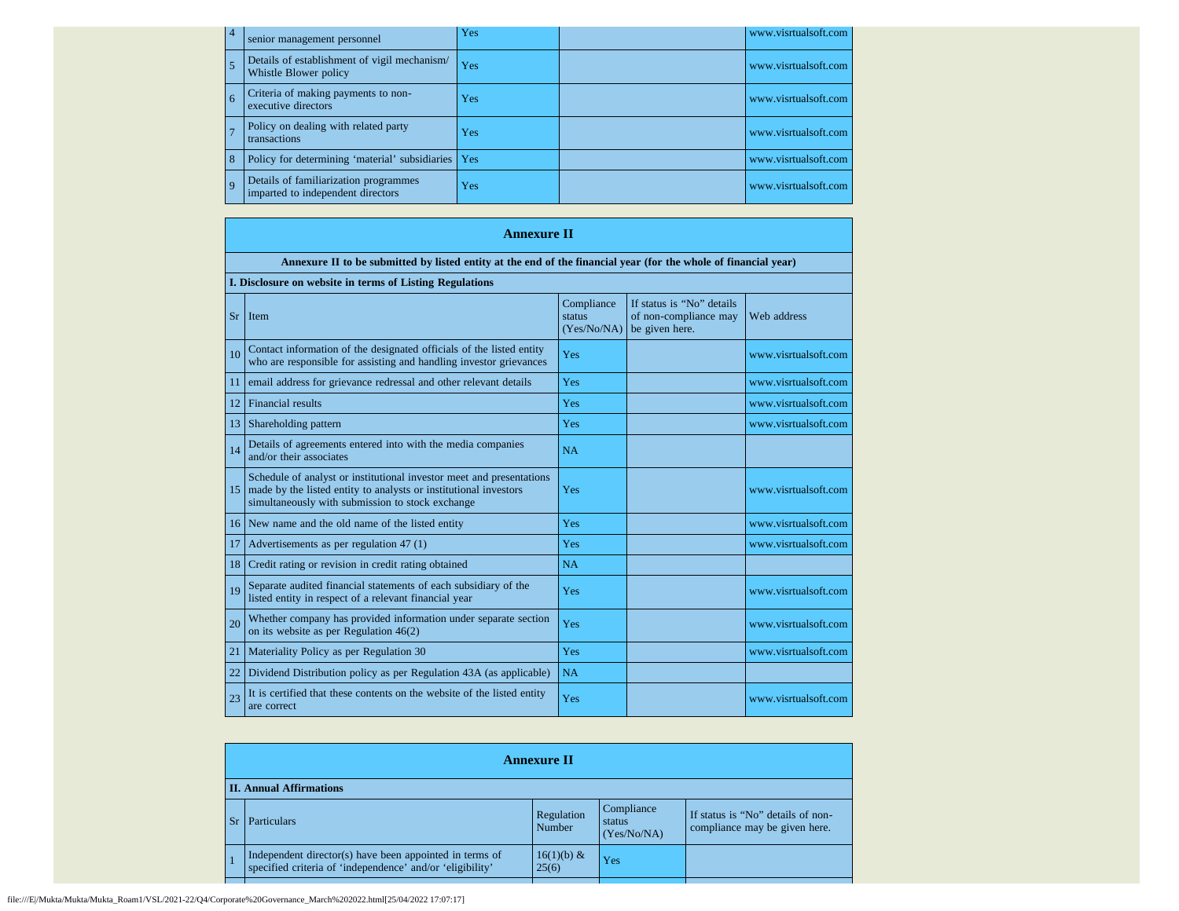| | | | | |
|---|---|---|---|---|
| 4 | senior management personnel | Yes | | www.visrtualsoft.com |
| 5 | Details of establishment of vigil mechanism/ Whistle Blower policy | Yes | | www.visrtualsoft.com |
| 6 | Criteria of making payments to non-executive directors | Yes | | www.visrtualsoft.com |
| 7 | Policy on dealing with related party transactions | Yes | | www.visrtualsoft.com |
| 8 | Policy for determining 'material' subsidiaries | Yes | | www.visrtualsoft.com |
| 9 | Details of familiarization programmes imparted to independent directors | Yes | | www.visrtualsoft.com |

## Annexure II

**Annexure II to be submitted by listed entity at the end of the financial year (for the whole of financial year)**

**I. Disclosure on website in terms of Listing Regulations**

| Sr | Item | Compliance status (Yes/No/NA) | If status is "No" details of non-compliance may be given here. | Web address |
|---|---|---|---|---|
| 10 | Contact information of the designated officials of the listed entity who are responsible for assisting and handling investor grievances | Yes | | www.visrtualsoft.com |
| 11 | email address for grievance redressal and other relevant details | Yes | | www.visrtualsoft.com |
| 12 | Financial results | Yes | | www.visrtualsoft.com |
| 13 | Shareholding pattern | Yes | | www.visrtualsoft.com |
| 14 | Details of agreements entered into with the media companies and/or their associates | NA | | |
| 15 | Schedule of analyst or institutional investor meet and presentations made by the listed entity to analysts or institutional investors simultaneously with submission to stock exchange | Yes | | www.visrtualsoft.com |
| 16 | New name and the old name of the listed entity | Yes | | www.visrtualsoft.com |
| 17 | Advertisements as per regulation 47 (1) | Yes | | www.visrtualsoft.com |
| 18 | Credit rating or revision in credit rating obtained | NA | | |
| 19 | Separate audited financial statements of each subsidiary of the listed entity in respect of a relevant financial year | Yes | | www.visrtualsoft.com |
| 20 | Whether company has provided information under separate section on its website as per Regulation 46(2) | Yes | | www.visrtualsoft.com |
| 21 | Materiality Policy as per Regulation 30 | Yes | | www.visrtualsoft.com |
| 22 | Dividend Distribution policy as per Regulation 43A (as applicable) | NA | | |
| 23 | It is certified that these contents on the website of the listed entity are correct | Yes | | www.visrtualsoft.com |

## Annexure II

**II. Annual Affirmations**

| Sr | Particulars | Regulation Number | Compliance status (Yes/No/NA) | If status is "No" details of non-compliance may be given here. |
|---|---|---|---|---|
| 1 | Independent director(s) have been appointed in terms of specified criteria of 'independence' and/or 'eligibility' | 16(1)(b) & 25(6) | Yes | |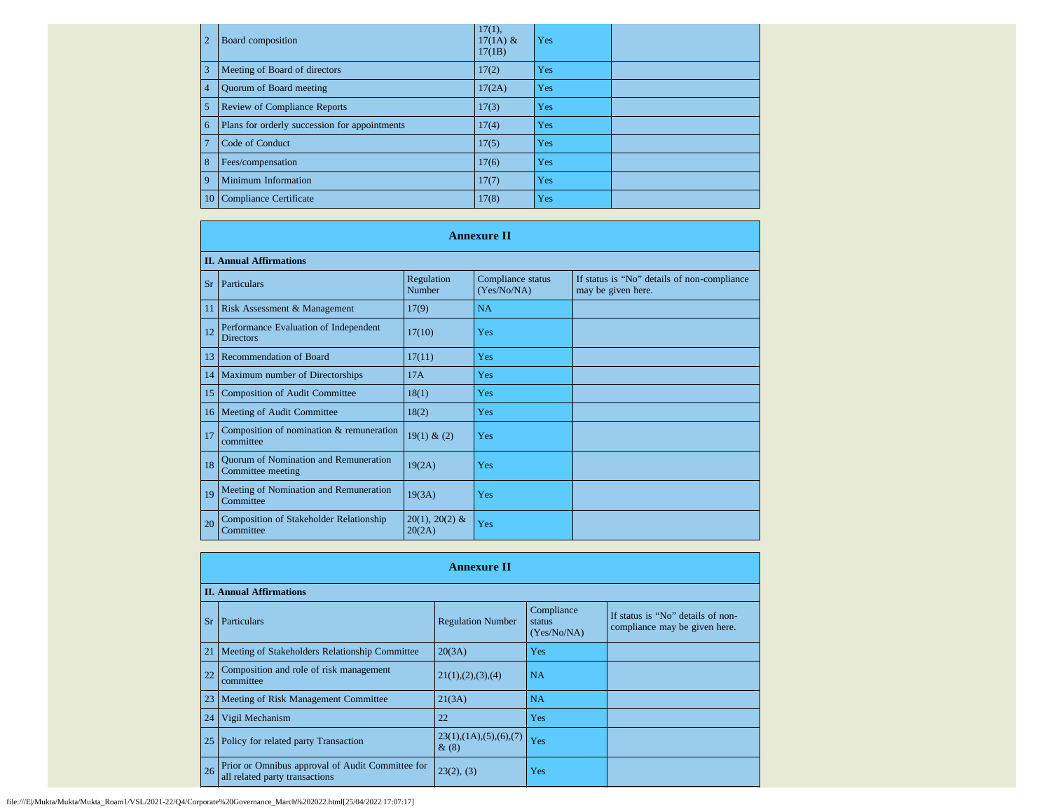| 2 | Board composition | 17(1), 17(1A) & 17(1B) | Yes | |
|---|---|---|---|---|
| 3 | Meeting of Board of directors | 17(2) | Yes | |
| 4 | Quorum of Board meeting | 17(2A) | Yes | |
| 5 | Review of Compliance Reports | 17(3) | Yes | |
| 6 | Plans for orderly succession for appointments | 17(4) | Yes | |
| 7 | Code of Conduct | 17(5) | Yes | |
| 8 | Fees/compensation | 17(6) | Yes | |
| 9 | Minimum Information | 17(7) | Yes | |
| 10 | Compliance Certificate | 17(8) | Yes | |

## Annexure II

**II. Annual Affirmations**

| Sr | Particulars | Regulation Number | Compliance status (Yes/No/NA) | If status is "No" details of non-compliance may be given here. |
|---|---|---|---|---|
| 11 | Risk Assessment & Management | 17(9) | NA | |
| 12 | Performance Evaluation of Independent Directors | 17(10) | Yes | |
| 13 | Recommendation of Board | 17(11) | Yes | |
| 14 | Maximum number of Directorships | 17A | Yes | |
| 15 | Composition of Audit Committee | 18(1) | Yes | |
| 16 | Meeting of Audit Committee | 18(2) | Yes | |
| 17 | Composition of nomination & remuneration committee | 19(1) & (2) | Yes | |
| 18 | Quorum of Nomination and Remuneration Committee meeting | 19(2A) | Yes | |
| 19 | Meeting of Nomination and Remuneration Committee | 19(3A) | Yes | |
| 20 | Composition of Stakeholder Relationship Committee | 20(1), 20(2) & 20(2A) | Yes | |

## Annexure II

**II. Annual Affirmations**

| Sr | Particulars | Regulation Number | Compliance status (Yes/No/NA) | If status is "No" details of non-compliance may be given here. |
|---|---|---|---|---|
| 21 | Meeting of Stakeholders Relationship Committee | 20(3A) | Yes | |
| 22 | Composition and role of risk management committee | 21(1),(2),(3),(4) | NA | |
| 23 | Meeting of Risk Management Committee | 21(3A) | NA | |
| 24 | Vigil Mechanism | 22 | Yes | |
| 25 | Policy for related party Transaction | 23(1),(1A),(5),(6),(7) & (8) | Yes | |
| 26 | Prior or Omnibus approval of Audit Committee for all related party transactions | 23(2), (3) | Yes | |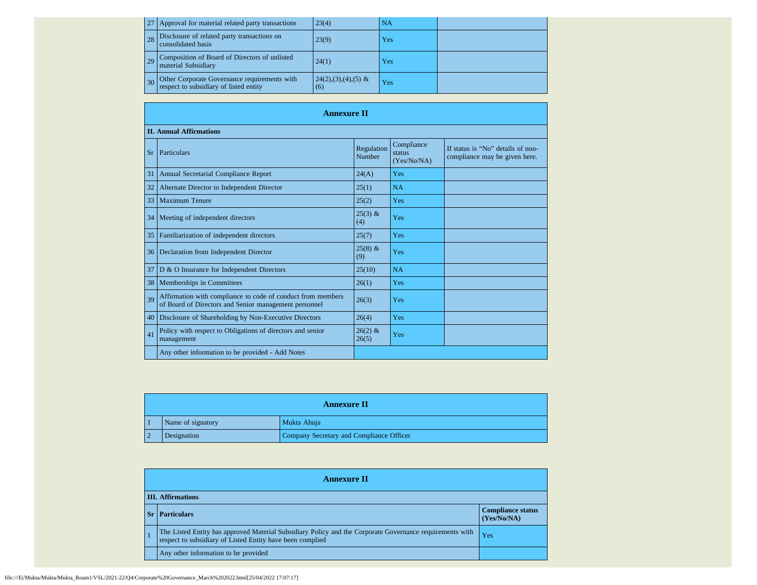| | | | | |
|---|---|---|---|---|
| 27 | Approval for material related party transactions | 23(4) | NA | |
| 28 | Disclosure of related party transactions on consolidated basis | 23(9) | Yes | |
| 29 | Composition of Board of Directors of unlisted material Subsidiary | 24(1) | Yes | |
| 30 | Other Corporate Governance requirements with respect to subsidiary of listed entity | 24(2),(3),(4),(5) & (6) | Yes | |

## Annexure II

**II. Annual Affirmations**

| Sr | Particulars | Regulation Number | Compliance status (Yes/No/NA) | If status is "No" details of non-compliance may be given here. |
|---|---|---|---|---|
| 31 | Annual Secretarial Compliance Report | 24(A) | Yes | |
| 32 | Alternate Director to Independent Director | 25(1) | NA | |
| 33 | Maximum Tenure | 25(2) | Yes | |
| 34 | Meeting of independent directors | 25(3) & (4) | Yes | |
| 35 | Familiarization of independent directors | 25(7) | Yes | |
| 36 | Declaration from Independent Director | 25(8) & (9) | Yes | |
| 37 | D & O Insurance for Independent Directors | 25(10) | NA | |
| 38 | Memberships in Committees | 26(1) | Yes | |
| 39 | Affirmation with compliance to code of conduct from members of Board of Directors and Senior management personnel | 26(3) | Yes | |
| 40 | Disclosure of Shareholding by Non-Executive Directors | 26(4) | Yes | |
| 41 | Policy with respect to Obligations of directors and senior management | 26(2) & 26(5) | Yes | |
| | Any other information to be provided - Add Notes | | | |

## Annexure II

| | | |
|---|---|---|
| 1 | Name of signatory | Mukta Ahuja |
| 2 | Designation | Company Secretary and Compliance Officer |

## Annexure II

**III. Affirmations**

| Sr | Particulars | Compliance status (Yes/No/NA) |
|---|---|---|
| 1 | The Listed Entity has approved Material Subsidiary Policy and the Corporate Governance requirements with respect to subsidiary of Listed Entity have been complied | Yes |
| | Any other information to be provided | |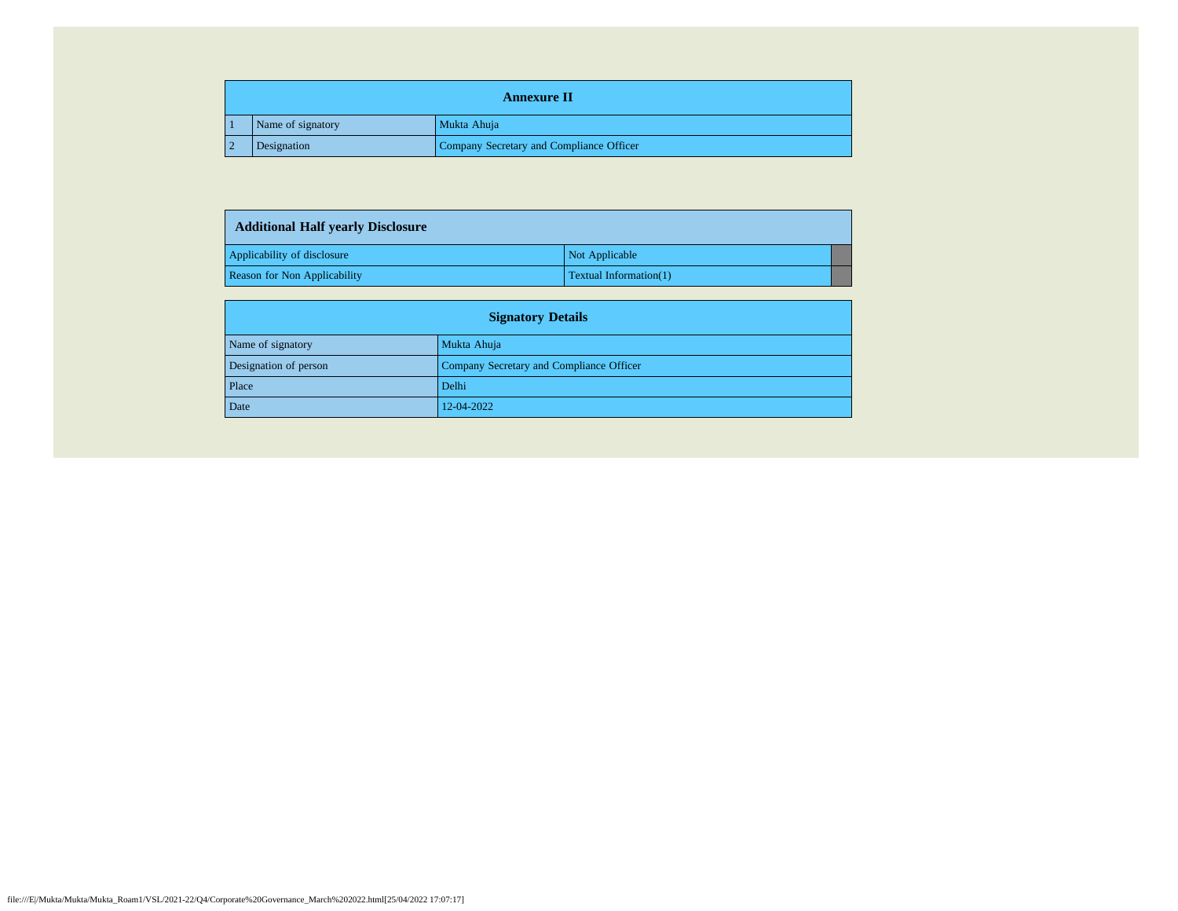| Annexure II | | |
|---|---|---|
| 1 | Name of signatory | Mukta Ahuja |
| 2 | Designation | Company Secretary and Compliance Officer |

| Additional Half yearly Disclosure | | |
|---|---|---|
| Applicability of disclosure | Not Applicable | |
| Reason for Non Applicability | Textual Information(1) | |

| Signatory Details | |
|---|---|
| Name of signatory | Mukta Ahuja |
| Designation of person | Company Secretary and Compliance Officer |
| Place | Delhi |
| Date | 12-04-2022 |